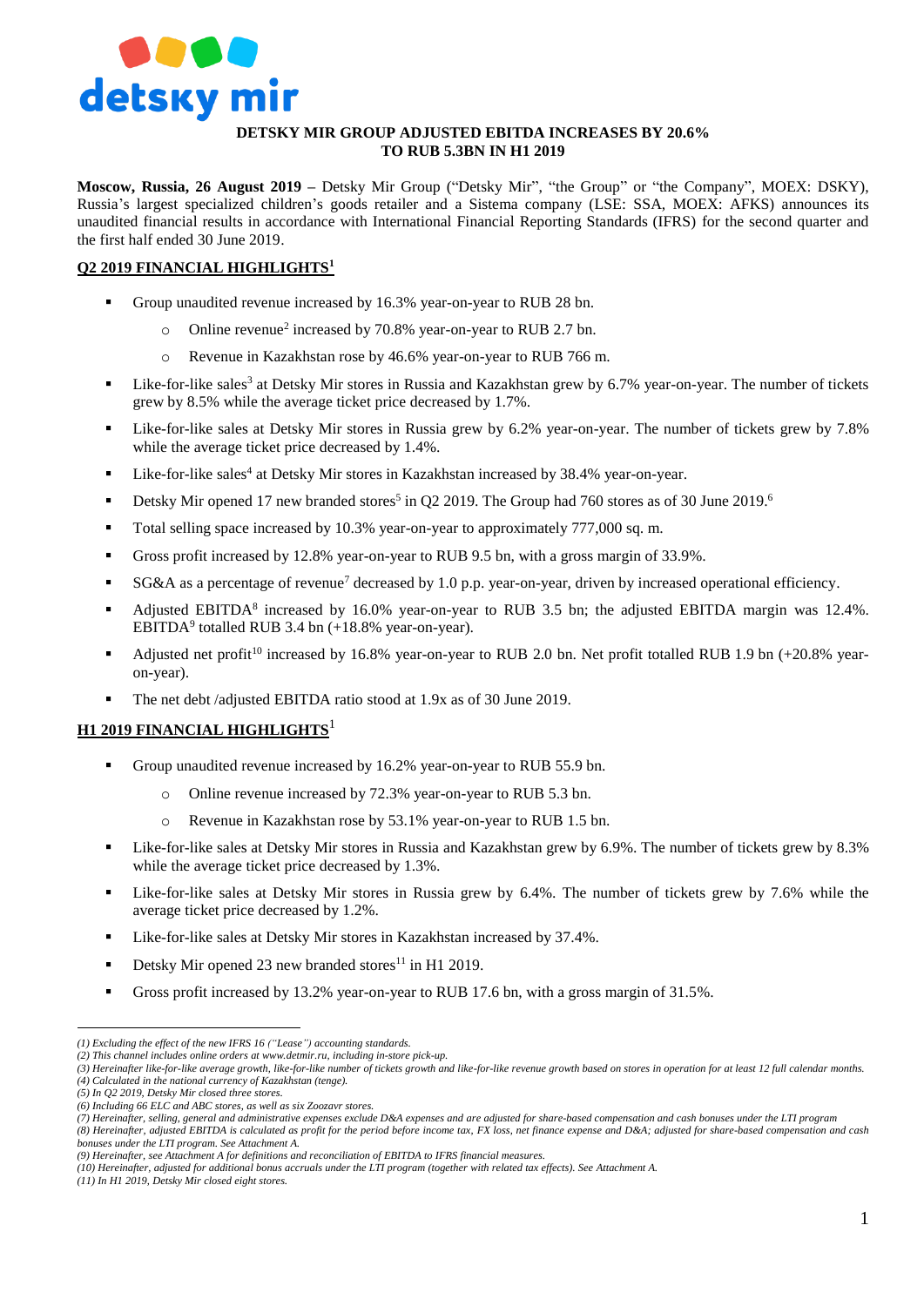# DETSKY MIR GROUP ADJUSTED EBITDA INCREASES BY 20.6% TO RUB 5.3BN IN H1 2019

**Moscow, Russia, 26 August 2019 –** Detsky Mir Group ("Detsky Mir", "the Group" or "the Company", MOEX: DSKY), Russia's largest specialized children's goods retailer and a Sistema company (LSE: SSA, MOEX: AFKS) announces its unaudited financial results in accordance with International Financial Reporting Standards (IFRS) for the second quarter and the first half ended 30 June 2019.

## Q2 2019 FINANCIAL HIGHLIGHTS[1]

- Group unaudited revenue increased by 16.3% year-on-year to RUB 28 bn.
  - Online revenue[2] increased by 70.8% year-on-year to RUB 2.7 bn.
  - Revenue in Kazakhstan rose by 46.6% year-on-year to RUB 766 m.
- Like-for-like sales[3] at Detsky Mir stores in Russia and Kazakhstan grew by 6.7% year-on-year. The number of tickets grew by 8.5% while the average ticket price decreased by 1.7%.
- Like-for-like sales at Detsky Mir stores in Russia grew by 6.2% year-on-year. The number of tickets grew by 7.8% while the average ticket price decreased by 1.4%.
- Like-for-like sales[4] at Detsky Mir stores in Kazakhstan increased by 38.4% year-on-year.
- Detsky Mir opened 17 new branded stores[5] in Q2 2019. The Group had 760 stores as of 30 June 2019.[6]
- Total selling space increased by 10.3% year-on-year to approximately 777,000 sq. m.
- Gross profit increased by 12.8% year-on-year to RUB 9.5 bn, with a gross margin of 33.9%.
- SG&A as a percentage of revenue[7] decreased by 1.0 p.p. year-on-year, driven by increased operational efficiency.
- Adjusted EBITDA[8] increased by 16.0% year-on-year to RUB 3.5 bn; the adjusted EBITDA margin was 12.4%. EBITDA[9] totalled RUB 3.4 bn (+18.8% year-on-year).
- Adjusted net profit[10] increased by 16.8% year-on-year to RUB 2.0 bn. Net profit totalled RUB 1.9 bn (+20.8% year-on-year).
- The net debt /adjusted EBITDA ratio stood at 1.9x as of 30 June 2019.

## H1 2019 FINANCIAL HIGHLIGHTS[1]

- Group unaudited revenue increased by 16.2% year-on-year to RUB 55.9 bn.
  - Online revenue increased by 72.3% year-on-year to RUB 5.3 bn.
  - Revenue in Kazakhstan rose by 53.1% year-on-year to RUB 1.5 bn.
- Like-for-like sales at Detsky Mir stores in Russia and Kazakhstan grew by 6.9%. The number of tickets grew by 8.3% while the average ticket price decreased by 1.3%.
- Like-for-like sales at Detsky Mir stores in Russia grew by 6.4%. The number of tickets grew by 7.6% while the average ticket price decreased by 1.2%.
- Like-for-like sales at Detsky Mir stores in Kazakhstan increased by 37.4%.
- Detsky Mir opened 23 new branded stores[11] in H1 2019.
- Gross profit increased by 13.2% year-on-year to RUB 17.6 bn, with a gross margin of 31.5%.

---

*(1) Excluding the effect of the new IFRS 16 ("Lease") accounting standards.*
*(2) This channel includes online orders at www.detmir.ru, including in-store pick-up.*
*(3) Hereinafter like-for-like average growth, like-for-like number of tickets growth and like-for-like revenue growth based on stores in operation for at least 12 full calendar months.*
*(4) Calculated in the national currency of Kazakhstan (tenge).*
*(5) In Q2 2019, Detsky Mir closed three stores.*
*(6) Including 66 ELC and ABC stores, as well as six Zoozavr stores.*
*(7) Hereinafter, selling, general and administrative expenses exclude D&A expenses and are adjusted for share-based compensation and cash bonuses under the LTI program*
*(8) Hereinafter, adjusted EBITDA is calculated as profit for the period before income tax, FX loss, net finance expense and D&A; adjusted for share-based compensation and cash bonuses under the LTI program. See Attachment A.*
*(9) Hereinafter, see Attachment A for definitions and reconciliation of EBITDA to IFRS financial measures.*
*(10) Hereinafter, adjusted for additional bonus accruals under the LTI program (together with related tax effects). See Attachment A.*
*(11) In H1 2019, Detsky Mir closed eight stores.*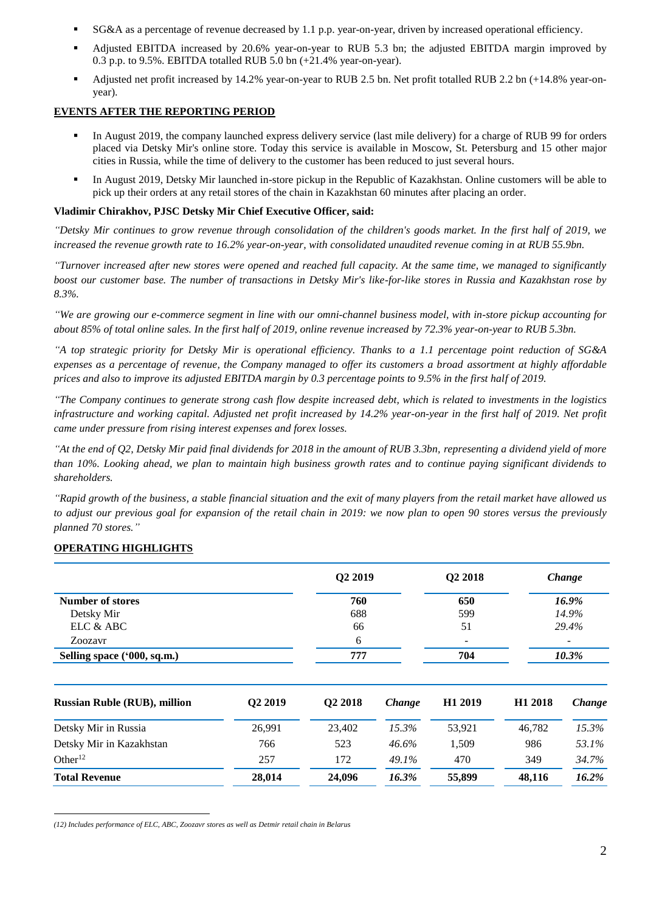- SG&A as a percentage of revenue decreased by 1.1 p.p. year-on-year, driven by increased operational efficiency.
- Adjusted EBITDA increased by 20.6% year-on-year to RUB 5.3 bn; the adjusted EBITDA margin improved by 0.3 p.p. to 9.5%. EBITDA totalled RUB 5.0 bn (+21.4% year-on-year).
- Adjusted net profit increased by 14.2% year-on-year to RUB 2.5 bn. Net profit totalled RUB 2.2 bn (+14.8% year-on-year).

## EVENTS AFTER THE REPORTING PERIOD

- In August 2019, the company launched express delivery service (last mile delivery) for a charge of RUB 99 for orders placed via Detsky Mir's online store. Today this service is available in Moscow, St. Petersburg and 15 other major cities in Russia, while the time of delivery to the customer has been reduced to just several hours.
- In August 2019, Detsky Mir launched in-store pickup in the Republic of Kazakhstan. Online customers will be able to pick up their orders at any retail stores of the chain in Kazakhstan 60 minutes after placing an order.

**Vladimir Chirakhov, PJSC Detsky Mir Chief Executive Officer, said:**

*"Detsky Mir continues to grow revenue through consolidation of the children's goods market. In the first half of 2019, we increased the revenue growth rate to 16.2% year-on-year, with consolidated unaudited revenue coming in at RUB 55.9bn.*

*"Turnover increased after new stores were opened and reached full capacity. At the same time, we managed to significantly boost our customer base. The number of transactions in Detsky Mir's like-for-like stores in Russia and Kazakhstan rose by 8.3%.*

*"We are growing our e-commerce segment in line with our omni-channel business model, with in-store pickup accounting for about 85% of total online sales. In the first half of 2019, online revenue increased by 72.3% year-on-year to RUB 5.3bn.*

*"A top strategic priority for Detsky Mir is operational efficiency. Thanks to a 1.1 percentage point reduction of SG&A expenses as a percentage of revenue, the Company managed to offer its customers a broad assortment at highly affordable prices and also to improve its adjusted EBITDA margin by 0.3 percentage points to 9.5% in the first half of 2019.*

*"The Company continues to generate strong cash flow despite increased debt, which is related to investments in the logistics infrastructure and working capital. Adjusted net profit increased by 14.2% year-on-year in the first half of 2019. Net profit came under pressure from rising interest expenses and forex losses.*

*"At the end of Q2, Detsky Mir paid final dividends for 2018 in the amount of RUB 3.3bn, representing a dividend yield of more than 10%. Looking ahead, we plan to maintain high business growth rates and to continue paying significant dividends to shareholders.*

*"Rapid growth of the business, a stable financial situation and the exit of many players from the retail market have allowed us to adjust our previous goal for expansion of the retail chain in 2019: we now plan to open 90 stores versus the previously planned 70 stores."*

## OPERATING HIGHLIGHTS

| | Q2 2019 | Q2 2018 | *Change* |
|---|---|---|---|
| **Number of stores** | **760** | **650** | ***16.9%*** |
| Detsky Mir | 688 | 599 | *14.9%* |
| ELC & ABC | 66 | 51 | *29.4%* |
| Zoozavr | 6 | - | - |
| **Selling space ('000, sq.m.)** | **777** | **704** | ***10.3%*** |

| Russian Ruble (RUB), million | Q2 2019 | Q2 2018 | *Change* | H1 2019 | H1 2018 | *Change* |
|---|---|---|---|---|---|---|
| Detsky Mir in Russia | 26,991 | 23,402 | *15.3%* | 53,921 | 46,782 | *15.3%* |
| Detsky Mir in Kazakhstan | 766 | 523 | *46.6%* | 1,509 | 986 | *53.1%* |
| Other[12] | 257 | 172 | *49.1%* | 470 | 349 | *34.7%* |
| **Total Revenue** | **28,014** | **24,096** | ***16.3%*** | **55,899** | **48,116** | ***16.2%*** |

*(12) Includes performance of ELC, ABC, Zoozavr stores as well as Detmir retail chain in Belarus*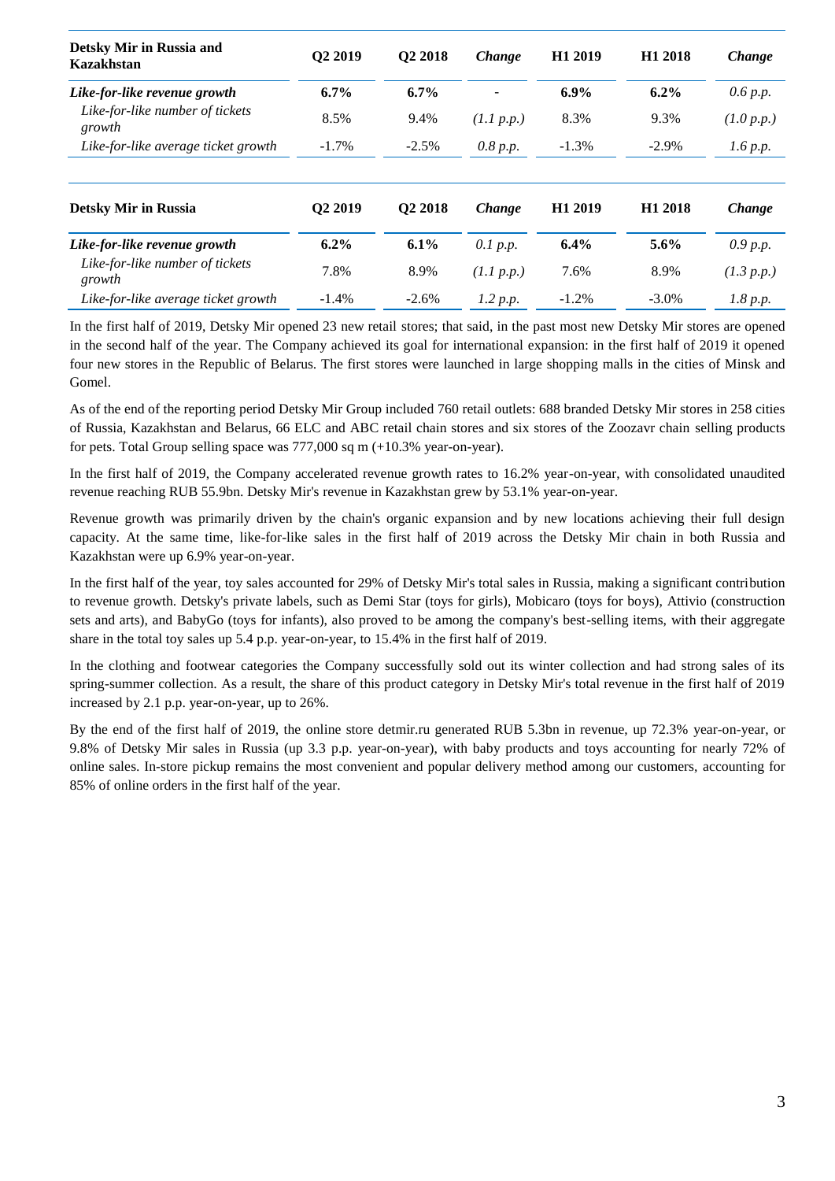| Detsky Mir in Russia and Kazakhstan | Q2 2019 | Q2 2018 | *Change* | H1 2019 | H1 2018 | *Change* |
|---|---|---|---|---|---|---|
| ***Like-for-like revenue growth*** | **6.7%** | **6.7%** | - | **6.9%** | **6.2%** | *0.6 p.p.* |
| *Like-for-like number of tickets growth* | 8.5% | 9.4% | *(1.1 p.p.)* | 8.3% | 9.3% | *(1.0 p.p.)* |
| *Like-for-like average ticket growth* | -1.7% | -2.5% | *0.8 p.p.* | -1.3% | -2.9% | *1.6 p.p.* |

| Detsky Mir in Russia | Q2 2019 | Q2 2018 | *Change* | H1 2019 | H1 2018 | *Change* |
|---|---|---|---|---|---|---|
| ***Like-for-like revenue growth*** | **6.2%** | **6.1%** | *0.1 p.p.* | **6.4%** | **5.6%** | *0.9 p.p.* |
| *Like-for-like number of tickets growth* | 7.8% | 8.9% | *(1.1 p.p.)* | 7.6% | 8.9% | *(1.3 p.p.)* |
| *Like-for-like average ticket growth* | -1.4% | -2.6% | *1.2 p.p.* | -1.2% | -3.0% | *1.8 p.p.* |

In the first half of 2019, Detsky Mir opened 23 new retail stores; that said, in the past most new Detsky Mir stores are opened in the second half of the year. The Company achieved its goal for international expansion: in the first half of 2019 it opened four new stores in the Republic of Belarus. The first stores were launched in large shopping malls in the cities of Minsk and Gomel.

As of the end of the reporting period Detsky Mir Group included 760 retail outlets: 688 branded Detsky Mir stores in 258 cities of Russia, Kazakhstan and Belarus, 66 ELC and ABC retail chain stores and six stores of the Zoozavr chain selling products for pets. Total Group selling space was 777,000 sq m (+10.3% year-on-year).

In the first half of 2019, the Company accelerated revenue growth rates to 16.2% year-on-year, with consolidated unaudited revenue reaching RUB 55.9bn. Detsky Mir's revenue in Kazakhstan grew by 53.1% year-on-year.

Revenue growth was primarily driven by the chain's organic expansion and by new locations achieving their full design capacity. At the same time, like-for-like sales in the first half of 2019 across the Detsky Mir chain in both Russia and Kazakhstan were up 6.9% year-on-year.

In the first half of the year, toy sales accounted for 29% of Detsky Mir's total sales in Russia, making a significant contribution to revenue growth. Detsky's private labels, such as Demi Star (toys for girls), Mobicaro (toys for boys), Attivio (construction sets and arts), and BabyGo (toys for infants), also proved to be among the company's best-selling items, with their aggregate share in the total toy sales up 5.4 p.p. year-on-year, to 15.4% in the first half of 2019.

In the clothing and footwear categories the Company successfully sold out its winter collection and had strong sales of its spring-summer collection. As a result, the share of this product category in Detsky Mir's total revenue in the first half of 2019 increased by 2.1 p.p. year-on-year, up to 26%.

By the end of the first half of 2019, the online store detmir.ru generated RUB 5.3bn in revenue, up 72.3% year-on-year, or 9.8% of Detsky Mir sales in Russia (up 3.3 p.p. year-on-year), with baby products and toys accounting for nearly 72% of online sales. In-store pickup remains the most convenient and popular delivery method among our customers, accounting for 85% of online orders in the first half of the year.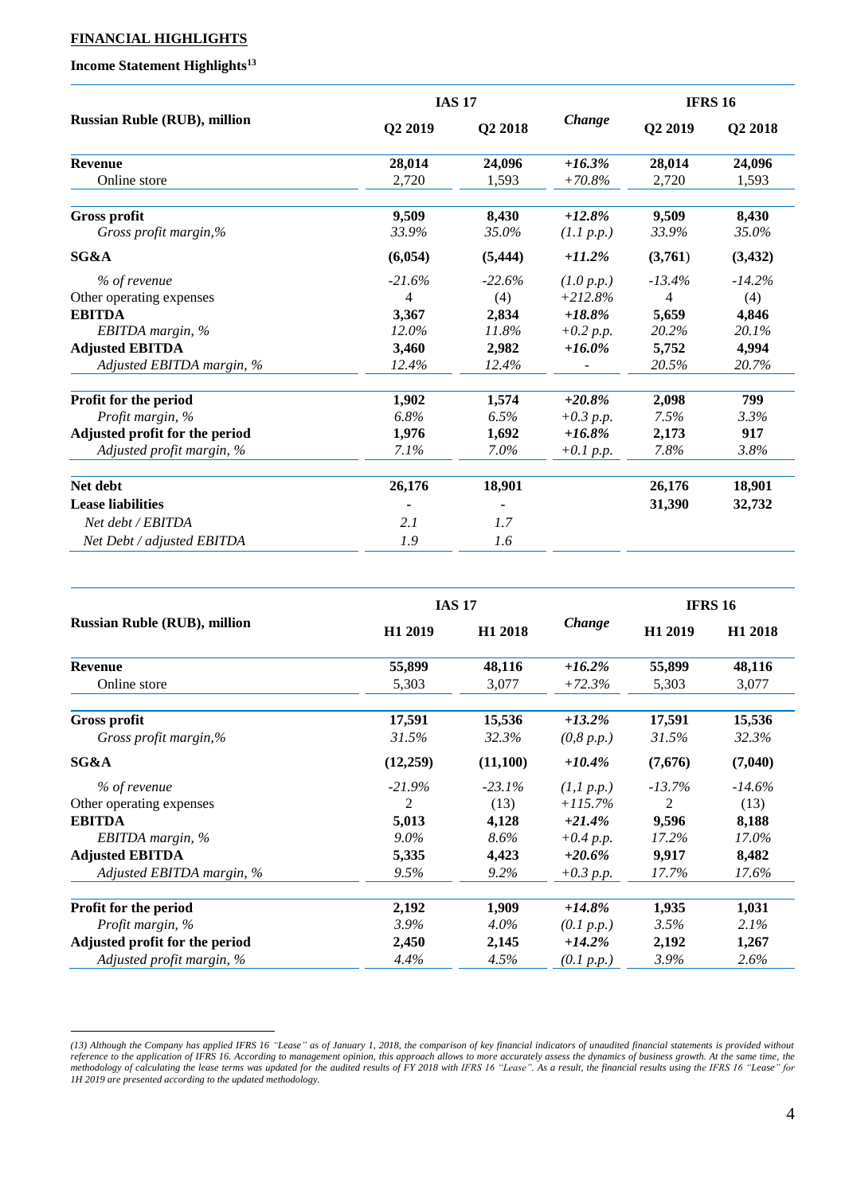**FINANCIAL HIGHLIGHTS**

**Income Statement Highlights**[13]

| Russian Ruble (RUB), million | IAS 17 | | *Change* | IFRS 16 | |
|---|---|---|---|---|---|
| | Q2 2019 | Q2 2018 | | Q2 2019 | Q2 2018 |
| **Revenue** | **28,014** | **24,096** | ***+16.3%*** | **28,014** | **24,096** |
| Online store | 2,720 | 1,593 | *+70.8%* | 2,720 | 1,593 |
| **Gross profit** | **9,509** | **8,430** | ***+12.8%*** | **9,509** | **8,430** |
| *Gross profit margin,%* | *33.9%* | *35.0%* | *(1.1 p.p.)* | *33.9%* | *35.0%* |
| **SG&A** | **(6,054)** | **(5,444)** | ***+11.2%*** | **(3,761)** | **(3,432)** |
| *% of revenue* | *-21.6%* | *-22.6%* | *(1.0 p.p.)* | *-13.4%* | *-14.2%* |
| Other operating expenses | 4 | (4) | *+212.8%* | 4 | (4) |
| **EBITDA** | **3,367** | **2,834** | ***+18.8%*** | **5,659** | **4,846** |
| *EBITDA margin, %* | *12.0%* | *11.8%* | *+0.2 p.p.* | *20.2%* | *20.1%* |
| **Adjusted EBITDA** | **3,460** | **2,982** | ***+16.0%*** | **5,752** | **4,994** |
| *Adjusted EBITDA margin, %* | *12.4%* | *12.4%* | - | *20.5%* | *20.7%* |
| **Profit for the period** | **1,902** | **1,574** | ***+20.8%*** | **2,098** | **799** |
| *Profit margin, %* | *6.8%* | *6.5%* | *+0.3 p.p.* | *7.5%* | *3.3%* |
| **Adjusted profit for the period** | **1,976** | **1,692** | ***+16.8%*** | **2,173** | **917** |
| *Adjusted profit margin, %* | *7.1%* | *7.0%* | *+0.1 p.p.* | *7.8%* | *3.8%* |
| **Net debt** | **26,176** | **18,901** | | **26,176** | **18,901** |
| **Lease liabilities** | **-** | **-** | | **31,390** | **32,732** |
| *Net debt / EBITDA* | *2.1* | *1.7* | | | |
| *Net Debt / adjusted EBITDA* | *1.9* | *1.6* | | | |

| Russian Ruble (RUB), million | IAS 17 | | *Change* | IFRS 16 | |
|---|---|---|---|---|---|
| | H1 2019 | H1 2018 | | H1 2019 | H1 2018 |
| **Revenue** | **55,899** | **48,116** | ***+16.2%*** | **55,899** | **48,116** |
| Online store | 5,303 | 3,077 | *+72.3%* | 5,303 | 3,077 |
| **Gross profit** | **17,591** | **15,536** | ***+13.2%*** | **17,591** | **15,536** |
| *Gross profit margin,%* | *31.5%* | *32.3%* | *(0,8 p.p.)* | *31.5%* | *32.3%* |
| **SG&A** | **(12,259)** | **(11,100)** | ***+10.4%*** | **(7,676)** | **(7,040)** |
| *% of revenue* | *-21.9%* | *-23.1%* | *(1,1 p.p.)* | *-13.7%* | *-14.6%* |
| Other operating expenses | 2 | (13) | *+115.7%* | 2 | (13) |
| **EBITDA** | **5,013** | **4,128** | ***+21.4%*** | **9,596** | **8,188** |
| *EBITDA margin, %* | *9.0%* | *8.6%* | *+0.4 p.p.* | *17.2%* | *17.0%* |
| **Adjusted EBITDA** | **5,335** | **4,423** | ***+20.6%*** | **9,917** | **8,482** |
| *Adjusted EBITDA margin, %* | *9.5%* | *9.2%* | *+0.3 p.p.* | *17.7%* | *17.6%* |
| **Profit for the period** | **2,192** | **1,909** | ***+14.8%*** | **1,935** | **1,031** |
| *Profit margin, %* | *3.9%* | *4.0%* | *(0.1 p.p.)* | *3.5%* | *2.1%* |
| **Adjusted profit for the period** | **2,450** | **2,145** | ***+14.2%*** | **2,192** | **1,267** |
| *Adjusted profit margin, %* | *4.4%* | *4.5%* | *(0.1 p.p.)* | *3.9%* | *2.6%* |

*(13) Although the Company has applied IFRS 16 "Lease" as of January 1, 2018, the comparison of key financial indicators of unaudited financial statements is provided without reference to the application of IFRS 16. According to management opinion, this approach allows to more accurately assess the dynamics of business growth. At the same time, the methodology of calculating the lease terms was updated for the audited results of FY 2018 with IFRS 16 "Lease". As a result, the financial results using the IFRS 16 "Lease" for 1H 2019 are presented according to the updated methodology.*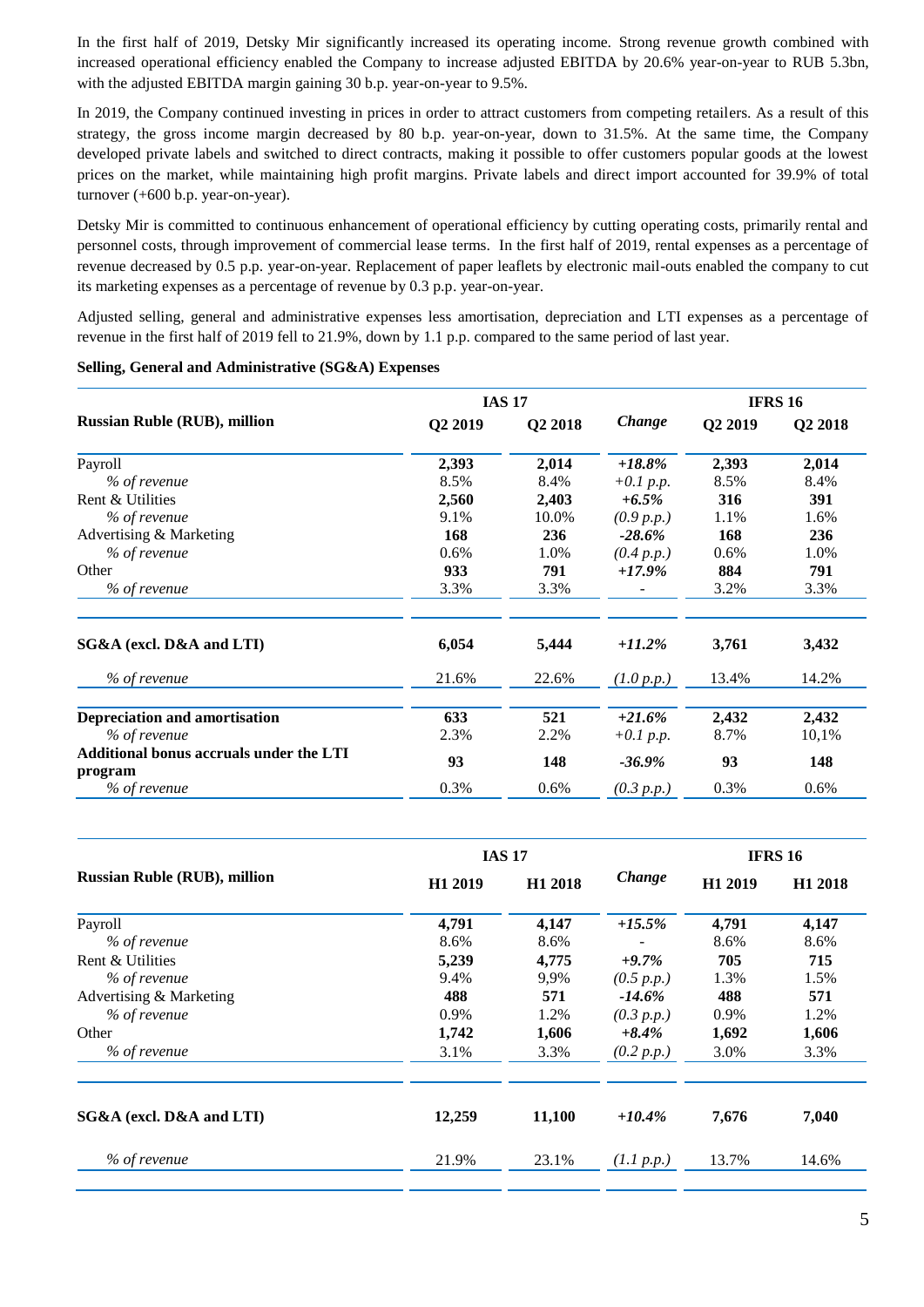In the first half of 2019, Detsky Mir significantly increased its operating income. Strong revenue growth combined with increased operational efficiency enabled the Company to increase adjusted EBITDA by 20.6% year-on-year to RUB 5.3bn, with the adjusted EBITDA margin gaining 30 b.p. year-on-year to 9.5%.

In 2019, the Company continued investing in prices in order to attract customers from competing retailers. As a result of this strategy, the gross income margin decreased by 80 b.p. year-on-year, down to 31.5%. At the same time, the Company developed private labels and switched to direct contracts, making it possible to offer customers popular goods at the lowest prices on the market, while maintaining high profit margins. Private labels and direct import accounted for 39.9% of total turnover (+600 b.p. year-on-year).

Detsky Mir is committed to continuous enhancement of operational efficiency by cutting operating costs, primarily rental and personnel costs, through improvement of commercial lease terms. In the first half of 2019, rental expenses as a percentage of revenue decreased by 0.5 p.p. year-on-year. Replacement of paper leaflets by electronic mail-outs enabled the company to cut its marketing expenses as a percentage of revenue by 0.3 p.p. year-on-year.

Adjusted selling, general and administrative expenses less amortisation, depreciation and LTI expenses as a percentage of revenue in the first half of 2019 fell to 21.9%, down by 1.1 p.p. compared to the same period of last year.

**Selling, General and Administrative (SG&A) Expenses**

| Russian Ruble (RUB), million | IAS 17 | | | IFRS 16 | |
|---|---|---|---|---|---|
| | **Q2 2019** | **Q2 2018** | ***Change*** | **Q2 2019** | **Q2 2018** |
| Payroll | **2,393** | **2,014** | ***+18.8%*** | **2,393** | **2,014** |
| *% of revenue* | 8.5% | 8.4% | *+0.1 p.p.* | 8.5% | 8.4% |
| Rent & Utilities | **2,560** | **2,403** | ***+6.5%*** | **316** | **391** |
| *% of revenue* | 9.1% | 10.0% | *(0.9 p.p.)* | 1.1% | 1.6% |
| Advertising & Marketing | **168** | **236** | ***-28.6%*** | **168** | **236** |
| *% of revenue* | 0.6% | 1.0% | *(0.4 p.p.)* | 0.6% | 1.0% |
| Other | **933** | **791** | ***+17.9%*** | **884** | **791** |
| *% of revenue* | 3.3% | 3.3% | - | 3.2% | 3.3% |
| **SG&A (excl. D&A and LTI)** | **6,054** | **5,444** | ***+11.2%*** | **3,761** | **3,432** |
| *% of revenue* | 21.6% | 22.6% | *(1.0 p.p.)* | 13.4% | 14.2% |
| **Depreciation and amortisation** | **633** | **521** | ***+21.6%*** | **2,432** | **2,432** |
| *% of revenue* | 2.3% | 2.2% | *+0.1 p.p.* | 8.7% | 10,1% |
| **Additional bonus accruals under the LTI program** | **93** | **148** | ***-36.9%*** | **93** | **148** |
| *% of revenue* | 0.3% | 0.6% | *(0.3 p.p.)* | 0.3% | 0.6% |

| Russian Ruble (RUB), million | IAS 17 | | | IFRS 16 | |
|---|---|---|---|---|---|
| | **H1 2019** | **H1 2018** | ***Change*** | **H1 2019** | **H1 2018** |
| Payroll | **4,791** | **4,147** | ***+15.5%*** | **4,791** | **4,147** |
| *% of revenue* | 8.6% | 8.6% | - | 8.6% | 8.6% |
| Rent & Utilities | **5,239** | **4,775** | ***+9.7%*** | **705** | **715** |
| *% of revenue* | 9.4% | 9,9% | *(0.5 p.p.)* | 1.3% | 1.5% |
| Advertising & Marketing | **488** | **571** | ***-14.6%*** | **488** | **571** |
| *% of revenue* | 0.9% | 1.2% | *(0.3 p.p.)* | 0.9% | 1.2% |
| Other | **1,742** | **1,606** | ***+8.4%*** | **1,692** | **1,606** |
| *% of revenue* | 3.1% | 3.3% | *(0.2 p.p.)* | 3.0% | 3.3% |
| **SG&A (excl. D&A and LTI)** | **12,259** | **11,100** | ***+10.4%*** | **7,676** | **7,040** |
| *% of revenue* | 21.9% | 23.1% | *(1.1 p.p.)* | 13.7% | 14.6% |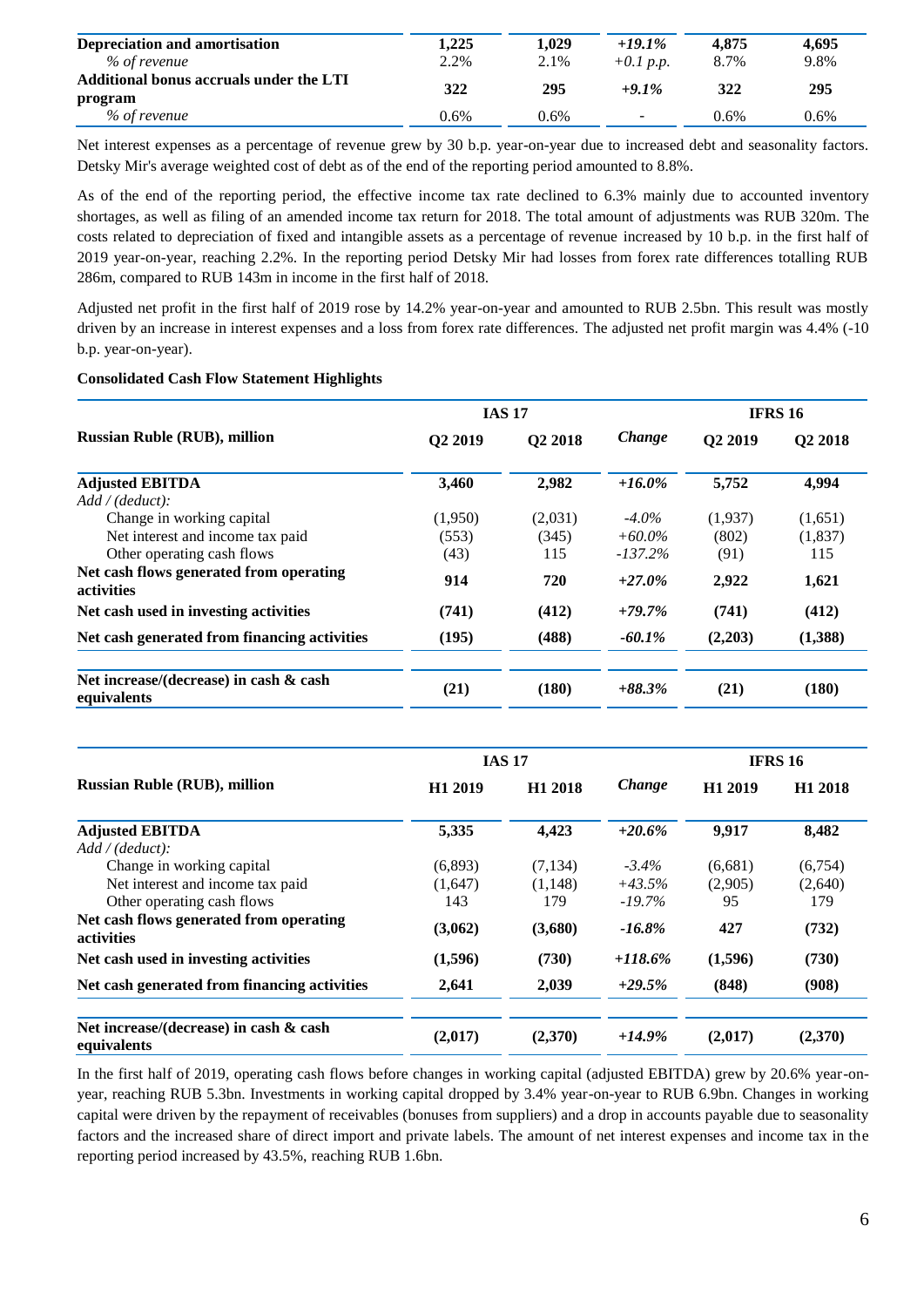| | | | | | |
|---|---|---|---|---|---|
| **Depreciation and amortisation** | **1,225** | **1,029** | *+19.1%* | **4,875** | **4,695** |
| *% of revenue* | 2.2% | 2.1% | *+0.1 p.p.* | 8.7% | 9.8% |
| **Additional bonus accruals under the LTI program** | **322** | **295** | *+9.1%* | **322** | **295** |
| *% of revenue* | 0.6% | 0.6% | - | 0.6% | 0.6% |

Net interest expenses as a percentage of revenue grew by 30 b.p. year-on-year due to increased debt and seasonality factors. Detsky Mir's average weighted cost of debt as of the end of the reporting period amounted to 8.8%.

As of the end of the reporting period, the effective income tax rate declined to 6.3% mainly due to accounted inventory shortages, as well as filing of an amended income tax return for 2018. The total amount of adjustments was RUB 320m. The costs related to depreciation of fixed and intangible assets as a percentage of revenue increased by 10 b.p. in the first half of 2019 year-on-year, reaching 2.2%. In the reporting period Detsky Mir had losses from forex rate differences totalling RUB 286m, compared to RUB 143m in income in the first half of 2018.

Adjusted net profit in the first half of 2019 rose by 14.2% year-on-year and amounted to RUB 2.5bn. This result was mostly driven by an increase in interest expenses and a loss from forex rate differences. The adjusted net profit margin was 4.4% (-10 b.p. year-on-year).

**Consolidated Cash Flow Statement Highlights**

| | IAS 17 | | | IFRS 16 | |
|---|---|---|---|---|---|
| **Russian Ruble (RUB), million** | **Q2 2019** | **Q2 2018** | ***Change*** | **Q2 2019** | **Q2 2018** |
| **Adjusted EBITDA** | **3,460** | **2,982** | *+16.0%* | **5,752** | **4,994** |
| *Add / (deduct):* | | | | | |
| Change in working capital | (1,950) | (2,031) | *-4.0%* | (1,937) | (1,651) |
| Net interest and income tax paid | (553) | (345) | *+60.0%* | (802) | (1,837) |
| Other operating cash flows | (43) | 115 | *-137.2%* | (91) | 115 |
| **Net cash flows generated from operating activities** | **914** | **720** | *+27.0%* | **2,922** | **1,621** |
| **Net cash used in investing activities** | **(741)** | **(412)** | *+79.7%* | **(741)** | **(412)** |
| **Net cash generated from financing activities** | **(195)** | **(488)** | *-60.1%* | **(2,203)** | **(1,388)** |
| **Net increase/(decrease) in cash & cash equivalents** | **(21)** | **(180)** | *+88.3%* | **(21)** | **(180)** |

| | IAS 17 | | | IFRS 16 | |
|---|---|---|---|---|---|
| **Russian Ruble (RUB), million** | **H1 2019** | **H1 2018** | ***Change*** | **H1 2019** | **H1 2018** |
| **Adjusted EBITDA** | **5,335** | **4,423** | *+20.6%* | **9,917** | **8,482** |
| *Add / (deduct):* | | | | | |
| Change in working capital | (6,893) | (7,134) | *-3.4%* | (6,681) | (6,754) |
| Net interest and income tax paid | (1,647) | (1,148) | *+43.5%* | (2,905) | (2,640) |
| Other operating cash flows | 143 | 179 | *-19.7%* | 95 | 179 |
| **Net cash flows generated from operating activities** | **(3,062)** | **(3,680)** | *-16.8%* | **427** | **(732)** |
| **Net cash used in investing activities** | **(1,596)** | **(730)** | *+118.6%* | **(1,596)** | **(730)** |
| **Net cash generated from financing activities** | **2,641** | **2,039** | *+29.5%* | **(848)** | **(908)** |
| **Net increase/(decrease) in cash & cash equivalents** | **(2,017)** | **(2,370)** | *+14.9%* | **(2,017)** | **(2,370)** |

In the first half of 2019, operating cash flows before changes in working capital (adjusted EBITDA) grew by 20.6% year-on-year, reaching RUB 5.3bn. Investments in working capital dropped by 3.4% year-on-year to RUB 6.9bn. Changes in working capital were driven by the repayment of receivables (bonuses from suppliers) and a drop in accounts payable due to seasonality factors and the increased share of direct import and private labels. The amount of net interest expenses and income tax in the reporting period increased by 43.5%, reaching RUB 1.6bn.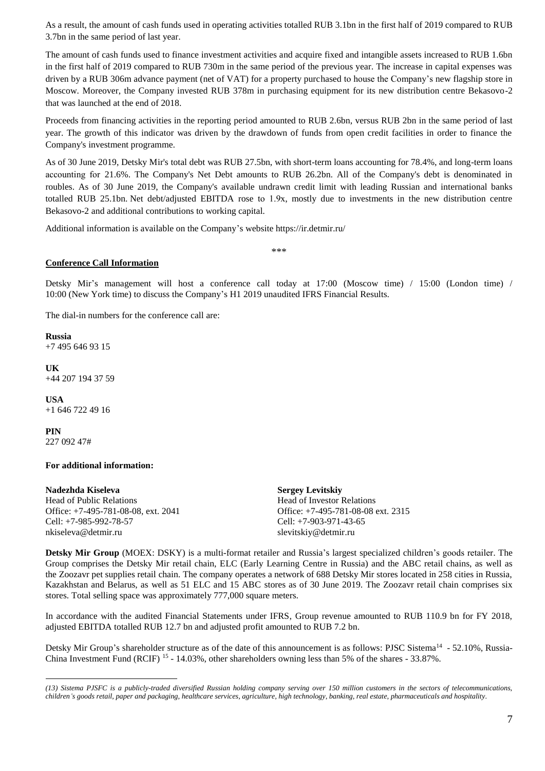As a result, the amount of cash funds used in operating activities totalled RUB 3.1bn in the first half of 2019 compared to RUB 3.7bn in the same period of last year.

The amount of cash funds used to finance investment activities and acquire fixed and intangible assets increased to RUB 1.6bn in the first half of 2019 compared to RUB 730m in the same period of the previous year. The increase in capital expenses was driven by a RUB 306m advance payment (net of VAT) for a property purchased to house the Company's new flagship store in Moscow. Moreover, the Company invested RUB 378m in purchasing equipment for its new distribution centre Bekasovo-2 that was launched at the end of 2018.

Proceeds from financing activities in the reporting period amounted to RUB 2.6bn, versus RUB 2bn in the same period of last year. The growth of this indicator was driven by the drawdown of funds from open credit facilities in order to finance the Company's investment programme.

As of 30 June 2019, Detsky Mir's total debt was RUB 27.5bn, with short-term loans accounting for 78.4%, and long-term loans accounting for 21.6%. The Company's Net Debt amounts to RUB 26.2bn. All of the Company's debt is denominated in roubles. As of 30 June 2019, the Company's available undrawn credit limit with leading Russian and international banks totalled RUB 25.1bn. Net debt/adjusted EBITDA rose to 1.9x, mostly due to investments in the new distribution centre Bekasovo-2 and additional contributions to working capital.

Additional information is available on the Company's website https://ir.detmir.ru/

***

**Conference Call Information**

Detsky Mir's management will host a conference call today at 17:00 (Moscow time) / 15:00 (London time) / 10:00 (New York time) to discuss the Company's H1 2019 unaudited IFRS Financial Results.

The dial-in numbers for the conference call are:

**Russia**
+7 495 646 93 15

**UK**
+44 207 194 37 59

**USA**
+1 646 722 49 16

**PIN**
227 092 47#

**For additional information:**

**Nadezhda Kiseleva**
Head of Public Relations
Office: +7-495-781-08-08, ext. 2041
Cell: +7-985-992-78-57
nkiseleva@detmir.ru

**Sergey Levitskiy**
Head of Investor Relations
Office: +7-495-781-08-08 ext. 2315
Cell: +7-903-971-43-65
slevitskiy@detmir.ru

**Detsky Mir Group** (MOEX: DSKY) is a multi-format retailer and Russia's largest specialized children's goods retailer. The Group comprises the Detsky Mir retail chain, ELC (Early Learning Centre in Russia) and the ABC retail chains, as well as the Zoozavr pet supplies retail chain. The company operates a network of 688 Detsky Mir stores located in 258 cities in Russia, Kazakhstan and Belarus, as well as 51 ELC and 15 ABC stores as of 30 June 2019. The Zoozavr retail chain comprises six stores. Total selling space was approximately 777,000 square meters.

In accordance with the audited Financial Statements under IFRS, Group revenue amounted to RUB 110.9 bn for FY 2018, adjusted EBITDA totalled RUB 12.7 bn and adjusted profit amounted to RUB 7.2 bn.

Detsky Mir Group's shareholder structure as of the date of this announcement is as follows: PJSC Sistema[14] - 52.10%, Russia-China Investment Fund (RCIF) [15] - 14.03%, other shareholders owning less than 5% of the shares - 33.87%.

---

*(13) Sistema PJSFC is a publicly-traded diversified Russian holding company serving over 150 million customers in the sectors of telecommunications, children's goods retail, paper and packaging, healthcare services, agriculture, high technology, banking, real estate, pharmaceuticals and hospitality.*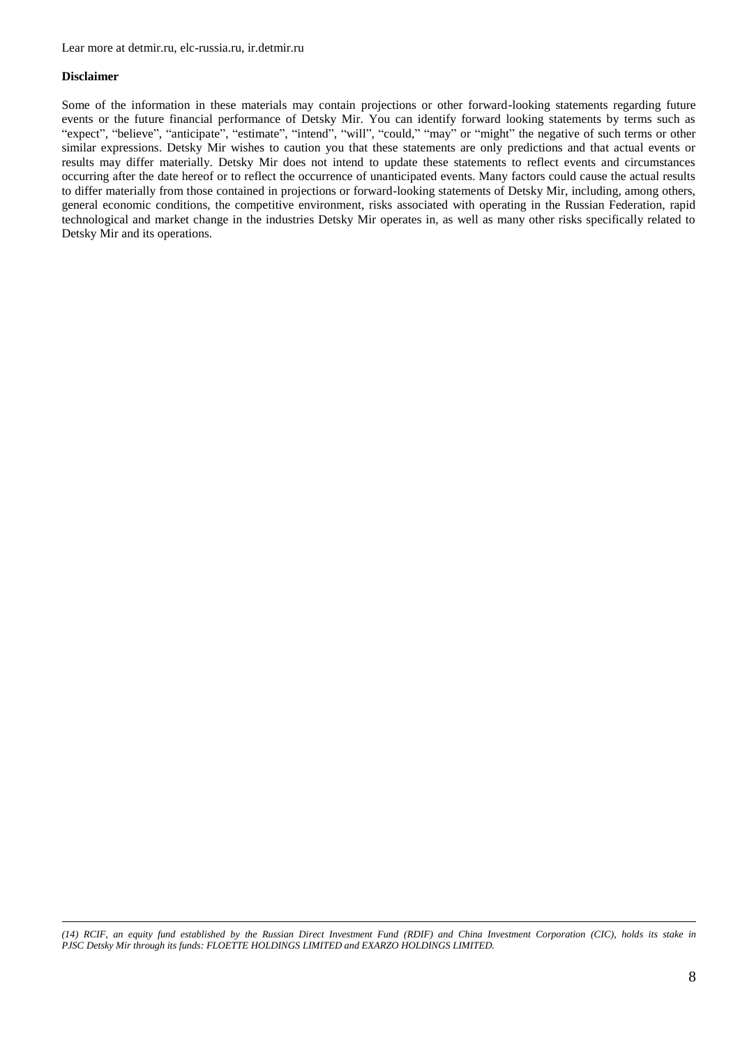Lear more at detmir.ru, elc-russia.ru, ir.detmir.ru

**Disclaimer**

Some of the information in these materials may contain projections or other forward-looking statements regarding future events or the future financial performance of Detsky Mir. You can identify forward looking statements by terms such as "expect", "believe", "anticipate", "estimate", "intend", "will", "could," "may" or "might" the negative of such terms or other similar expressions. Detsky Mir wishes to caution you that these statements are only predictions and that actual events or results may differ materially. Detsky Mir does not intend to update these statements to reflect events and circumstances occurring after the date hereof or to reflect the occurrence of unanticipated events. Many factors could cause the actual results to differ materially from those contained in projections or forward-looking statements of Detsky Mir, including, among others, general economic conditions, the competitive environment, risks associated with operating in the Russian Federation, rapid technological and market change in the industries Detsky Mir operates in, as well as many other risks specifically related to Detsky Mir and its operations.

---

*(14) RCIF, an equity fund established by the Russian Direct Investment Fund (RDIF) and China Investment Corporation (CIC), holds its stake in PJSC Detsky Mir through its funds: FLOETTE HOLDINGS LIMITED and EXARZO HOLDINGS LIMITED.*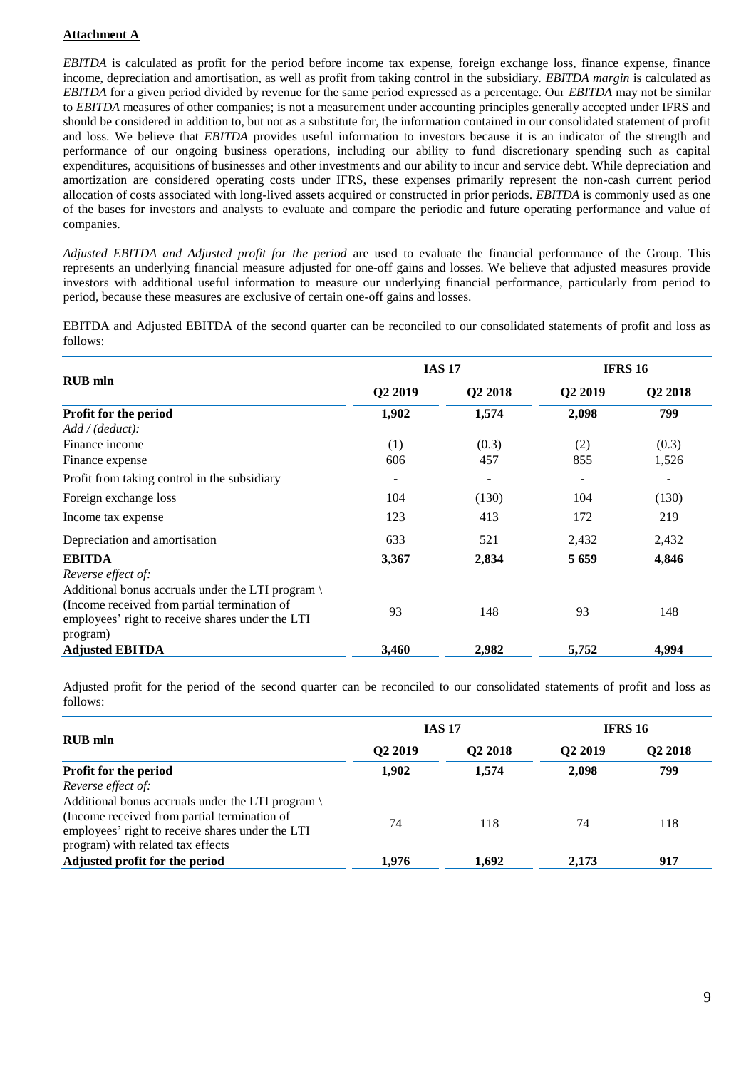**Attachment A**

*EBITDA* is calculated as profit for the period before income tax expense, foreign exchange loss, finance expense, finance income, depreciation and amortisation, as well as profit from taking control in the subsidiary. *EBITDA margin* is calculated as *EBITDA* for a given period divided by revenue for the same period expressed as a percentage. Our *EBITDA* may not be similar to *EBITDA* measures of other companies; is not a measurement under accounting principles generally accepted under IFRS and should be considered in addition to, but not as a substitute for, the information contained in our consolidated statement of profit and loss. We believe that *EBITDA* provides useful information to investors because it is an indicator of the strength and performance of our ongoing business operations, including our ability to fund discretionary spending such as capital expenditures, acquisitions of businesses and other investments and our ability to incur and service debt. While depreciation and amortization are considered operating costs under IFRS, these expenses primarily represent the non-cash current period allocation of costs associated with long-lived assets acquired or constructed in prior periods. *EBITDA* is commonly used as one of the bases for investors and analysts to evaluate and compare the periodic and future operating performance and value of companies.

*Adjusted EBITDA and Adjusted profit for the period* are used to evaluate the financial performance of the Group. This represents an underlying financial measure adjusted for one-off gains and losses. We believe that adjusted measures provide investors with additional useful information to measure our underlying financial performance, particularly from period to period, because these measures are exclusive of certain one-off gains and losses.

EBITDA and Adjusted EBITDA of the second quarter can be reconciled to our consolidated statements of profit and loss as follows:

| RUB mln | IAS 17 | | IFRS 16 | |
|---|---|---|---|---|
| | Q2 2019 | Q2 2018 | Q2 2019 | Q2 2018 |
| **Profit for the period** | **1,902** | **1,574** | **2,098** | **799** |
| *Add / (deduct):* | | | | |
| Finance income | (1) | (0.3) | (2) | (0.3) |
| Finance expense | 606 | 457 | 855 | 1,526 |
| Profit from taking control in the subsidiary | - | - | - | - |
| Foreign exchange loss | 104 | (130) | 104 | (130) |
| Income tax expense | 123 | 413 | 172 | 219 |
| Depreciation and amortisation | 633 | 521 | 2,432 | 2,432 |
| **EBITDA** | **3,367** | **2,834** | **5 659** | **4,846** |
| *Reverse effect of:* | | | | |
| Additional bonus accruals under the LTI program \ (Income received from partial termination of employees' right to receive shares under the LTI program) | 93 | 148 | 93 | 148 |
| **Adjusted EBITDA** | **3,460** | **2,982** | **5,752** | **4,994** |

Adjusted profit for the period of the second quarter can be reconciled to our consolidated statements of profit and loss as follows:

| RUB mln | IAS 17 | | IFRS 16 | |
|---|---|---|---|---|
| | Q2 2019 | Q2 2018 | Q2 2019 | Q2 2018 |
| **Profit for the period** | **1,902** | **1,574** | **2,098** | **799** |
| *Reverse effect of:* | | | | |
| Additional bonus accruals under the LTI program \ (Income received from partial termination of employees' right to receive shares under the LTI program) with related tax effects | 74 | 118 | 74 | 118 |
| **Adjusted profit for the period** | **1,976** | **1,692** | **2,173** | **917** |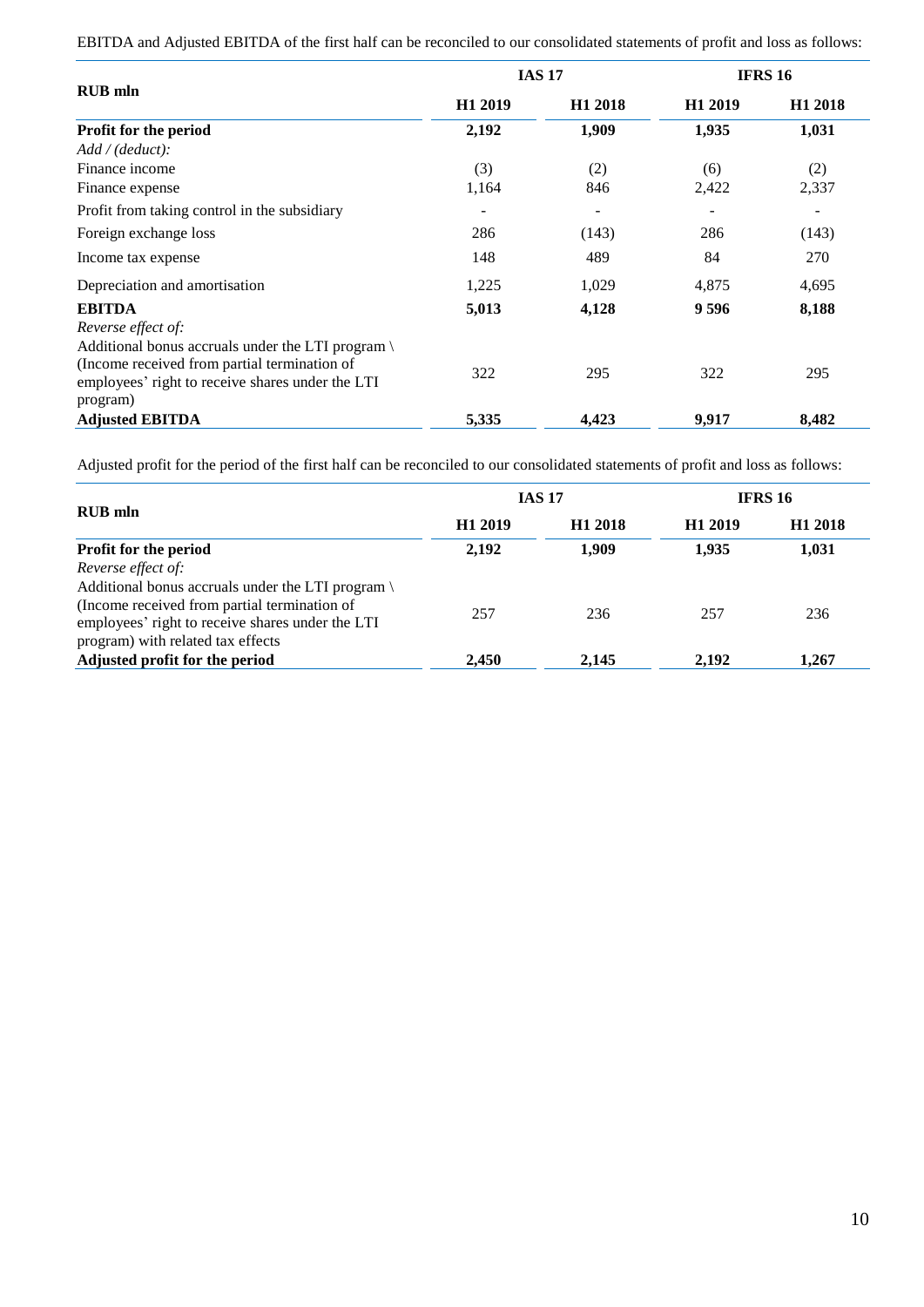EBITDA and Adjusted EBITDA of the first half can be reconciled to our consolidated statements of profit and loss as follows:

| RUB mln | IAS 17 | | IFRS 16 | |
|---|---|---|---|---|
| | H1 2019 | H1 2018 | H1 2019 | H1 2018 |
| **Profit for the period** | **2,192** | **1,909** | **1,935** | **1,031** |
| *Add / (deduct):* | | | | |
| Finance income | (3) | (2) | (6) | (2) |
| Finance expense | 1,164 | 846 | 2,422 | 2,337 |
| Profit from taking control in the subsidiary | - | - | - | - |
| Foreign exchange loss | 286 | (143) | 286 | (143) |
| Income tax expense | 148 | 489 | 84 | 270 |
| Depreciation and amortisation | 1,225 | 1,029 | 4,875 | 4,695 |
| **EBITDA** | **5,013** | **4,128** | **9 596** | **8,188** |
| *Reverse effect of:* | | | | |
| Additional bonus accruals under the LTI program \ (Income received from partial termination of employees' right to receive shares under the LTI program) | 322 | 295 | 322 | 295 |
| **Adjusted EBITDA** | **5,335** | **4,423** | **9,917** | **8,482** |

Adjusted profit for the period of the first half can be reconciled to our consolidated statements of profit and loss as follows:

| RUB mln | IAS 17 | | IFRS 16 | |
|---|---|---|---|---|
| | H1 2019 | H1 2018 | H1 2019 | H1 2018 |
| **Profit for the period** | **2,192** | **1,909** | **1,935** | **1,031** |
| *Reverse effect of:* | | | | |
| Additional bonus accruals under the LTI program \ (Income received from partial termination of employees' right to receive shares under the LTI program) with related tax effects | 257 | 236 | 257 | 236 |
| **Adjusted profit for the period** | **2,450** | **2,145** | **2,192** | **1,267** |